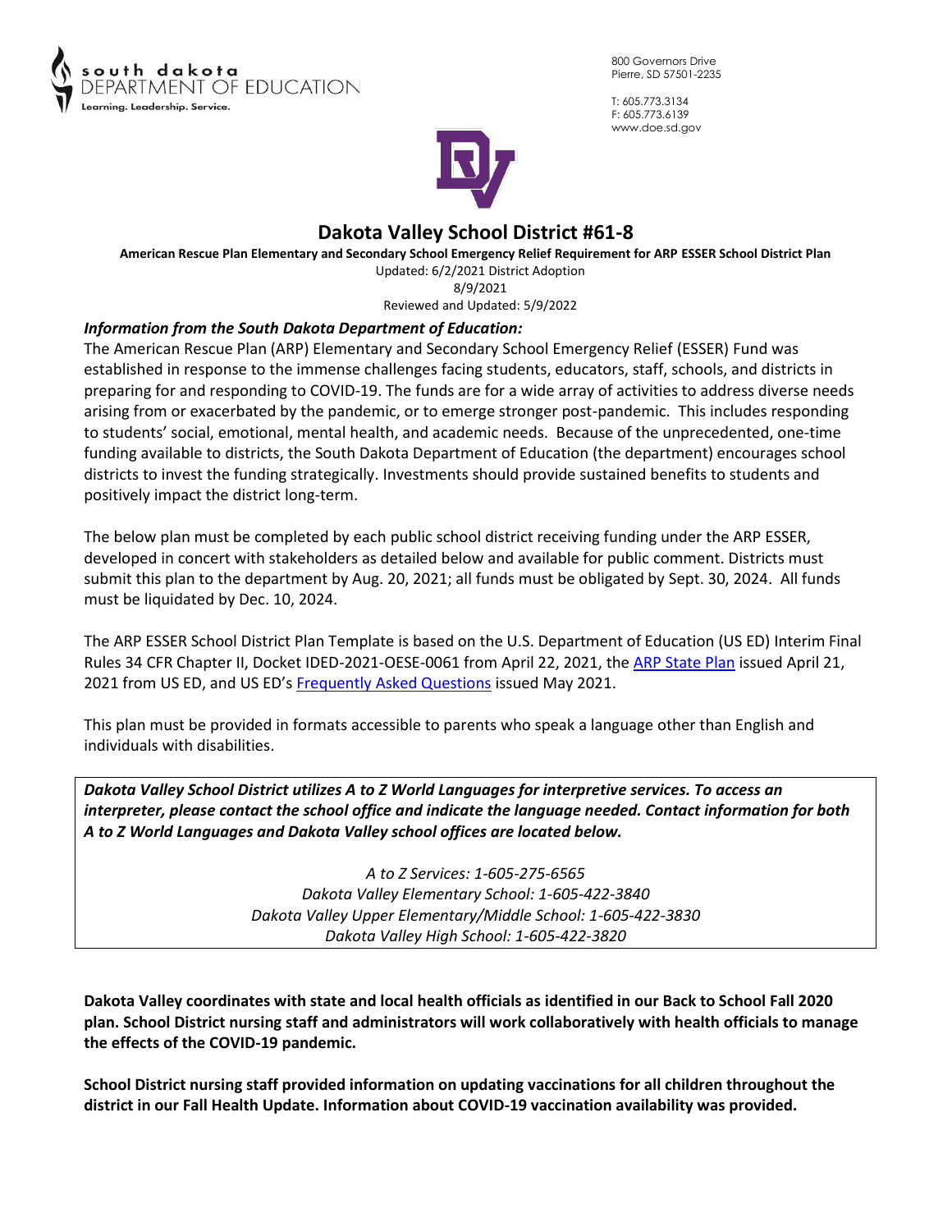south dakota DEPARTMENT OF EDUCATION
Learning. Leadership. Service.

800 Governors Drive
Pierre, SD 57501-2235

T: 605.773.3134
F: 605.773.6139
www.doe.sd.gov

# Dakota Valley School District #61-8

**American Rescue Plan Elementary and Secondary School Emergency Relief Requirement for ARP ESSER School District Plan**

Updated: 6/2/2021 District Adoption
8/9/2021
Reviewed and Updated: 5/9/2022

### *Information from the South Dakota Department of Education:*

The American Rescue Plan (ARP) Elementary and Secondary School Emergency Relief (ESSER) Fund was established in response to the immense challenges facing students, educators, staff, schools, and districts in preparing for and responding to COVID-19. The funds are for a wide array of activities to address diverse needs arising from or exacerbated by the pandemic, or to emerge stronger post-pandemic. This includes responding to students' social, emotional, mental health, and academic needs. Because of the unprecedented, one-time funding available to districts, the South Dakota Department of Education (the department) encourages school districts to invest the funding strategically. Investments should provide sustained benefits to students and positively impact the district long-term.

The below plan must be completed by each public school district receiving funding under the ARP ESSER, developed in concert with stakeholders as detailed below and available for public comment. Districts must submit this plan to the department by Aug. 20, 2021; all funds must be obligated by Sept. 30, 2024. All funds must be liquidated by Dec. 10, 2024.

The ARP ESSER School District Plan Template is based on the U.S. Department of Education (US ED) Interim Final Rules 34 CFR Chapter II, Docket IDED-2021-OESE-0061 from April 22, 2021, the ARP State Plan issued April 21, 2021 from US ED, and US ED's Frequently Asked Questions issued May 2021.

This plan must be provided in formats accessible to parents who speak a language other than English and individuals with disabilities.

***Dakota Valley School District utilizes A to Z World Languages for interpretive services. To access an interpreter, please contact the school office and indicate the language needed. Contact information for both A to Z World Languages and Dakota Valley school offices are located below.***

*A to Z Services: 1-605-275-6565*
*Dakota Valley Elementary School: 1-605-422-3840*
*Dakota Valley Upper Elementary/Middle School: 1-605-422-3830*
*Dakota Valley High School: 1-605-422-3820*

**Dakota Valley coordinates with state and local health officials as identified in our Back to School Fall 2020 plan. School District nursing staff and administrators will work collaboratively with health officials to manage the effects of the COVID-19 pandemic.**

**School District nursing staff provided information on updating vaccinations for all children throughout the district in our Fall Health Update. Information about COVID-19 vaccination availability was provided.**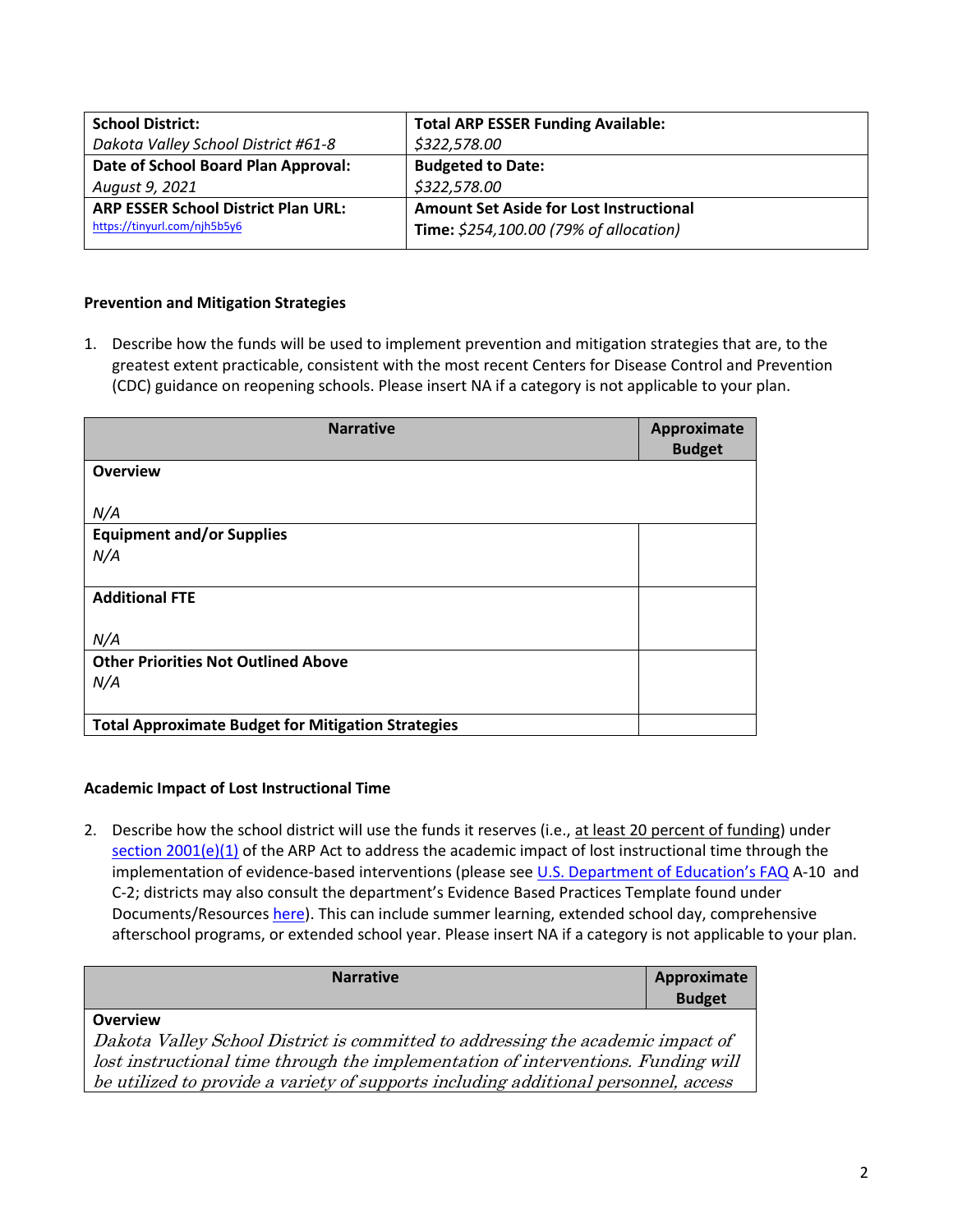| **School District:** *Dakota Valley School District #61-8* | **Total ARP ESSER Funding Available:** *$322,578.00* |
|---|---|
| **Date of School Board Plan Approval:** *August 9, 2021* | **Budgeted to Date:** *$322,578.00* |
| **ARP ESSER School District Plan URL:** https://tinyurl.com/njh5b5y6 | **Amount Set Aside for Lost Instructional Time:** *$254,100.00 (79% of allocation)* |

**Prevention and Mitigation Strategies**

1. Describe how the funds will be used to implement prevention and mitigation strategies that are, to the greatest extent practicable, consistent with the most recent Centers for Disease Control and Prevention (CDC) guidance on reopening schools. Please insert NA if a category is not applicable to your plan.

| Narrative | Approximate Budget |
|---|---|
| **Overview**<br><br>*N/A* | |
| **Equipment and/or Supplies**<br>*N/A* | |
| **Additional FTE**<br><br>*N/A* | |
| **Other Priorities Not Outlined Above**<br>*N/A* | |
| **Total Approximate Budget for Mitigation Strategies** | |

**Academic Impact of Lost Instructional Time**

2. Describe how the school district will use the funds it reserves (i.e., at least 20 percent of funding) under section 2001(e)(1) of the ARP Act to address the academic impact of lost instructional time through the implementation of evidence-based interventions (please see U.S. Department of Education's FAQ A-10 and C-2; districts may also consult the department's Evidence Based Practices Template found under Documents/Resources here). This can include summer learning, extended school day, comprehensive afterschool programs, or extended school year. Please insert NA if a category is not applicable to your plan.

| Narrative | Approximate Budget |
|---|---|
| **Overview**<br>*Dakota Valley School District is committed to addressing the academic impact of lost instructional time through the implementation of interventions. Funding will be utilized to provide a variety of supports including additional personnel, access* | |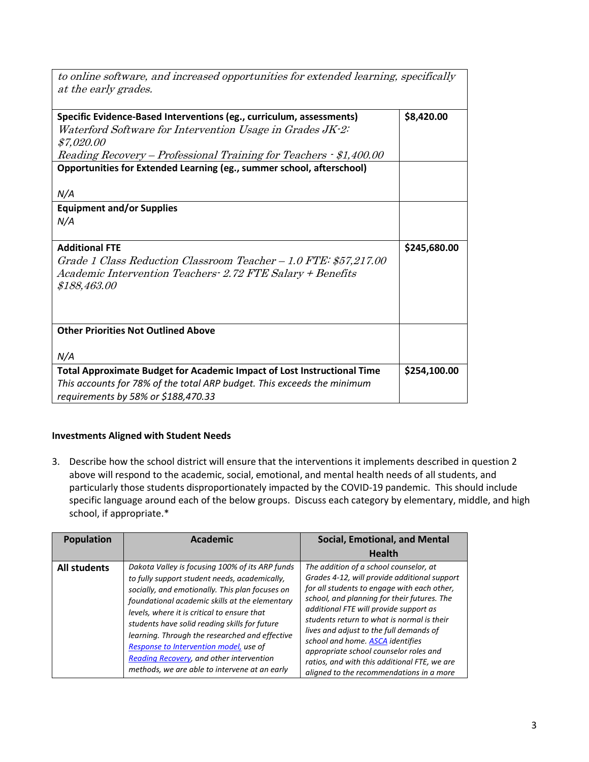| | |
|---|---|
| *to online software, and increased opportunities for extended learning, specifically at the early grades.* | |
| **Specific Evidence-Based Interventions (eg., curriculum, assessments)**<br>*Waterford Software for Intervention Usage in Grades JK-2: $7,020.00*<br>*Reading Recovery – Professional Training for Teachers - $1,400.00* | **$8,420.00** |
| **Opportunities for Extended Learning (eg., summer school, afterschool)**<br><br>*N/A* | |
| **Equipment and/or Supplies**<br>*N/A* | |
| **Additional FTE**<br>*Grade 1 Class Reduction Classroom Teacher – 1.0 FTE: $57,217.00*<br>*Academic Intervention Teachers- 2.72 FTE Salary + Benefits $188,463.00* | **$245,680.00** |
| **Other Priorities Not Outlined Above**<br><br>*N/A* | |
| **Total Approximate Budget for Academic Impact of Lost Instructional Time**<br>*This accounts for 78% of the total ARP budget. This exceeds the minimum requirements by 58% or $188,470.33* | **$254,100.00** |

**Investments Aligned with Student Needs**

3. Describe how the school district will ensure that the interventions it implements described in question 2 above will respond to the academic, social, emotional, and mental health needs of all students, and particularly those students disproportionately impacted by the COVID-19 pandemic. This should include specific language around each of the below groups. Discuss each category by elementary, middle, and high school, if appropriate.*

| Population | Academic | Social, Emotional, and Mental Health |
|---|---|---|
| **All students** | *Dakota Valley is focusing 100% of its ARP funds to fully support student needs, academically, socially, and emotionally. This plan focuses on foundational academic skills at the elementary levels, where it is critical to ensure that students have solid reading skills for future learning. Through the researched and effective [Response to Intervention model,](#) use of [Reading Recovery](#), and other intervention methods, we are able to intervene at an early* | *The addition of a school counselor, at Grades 4-12, will provide additional support for all students to engage with each other, school, and planning for their futures. The additional FTE will provide support as students return to what is normal is their lives and adjust to the full demands of school and home. [ASCA](#) identifies appropriate school counselor roles and ratios, and with this additional FTE, we are aligned to the recommendations in a more* |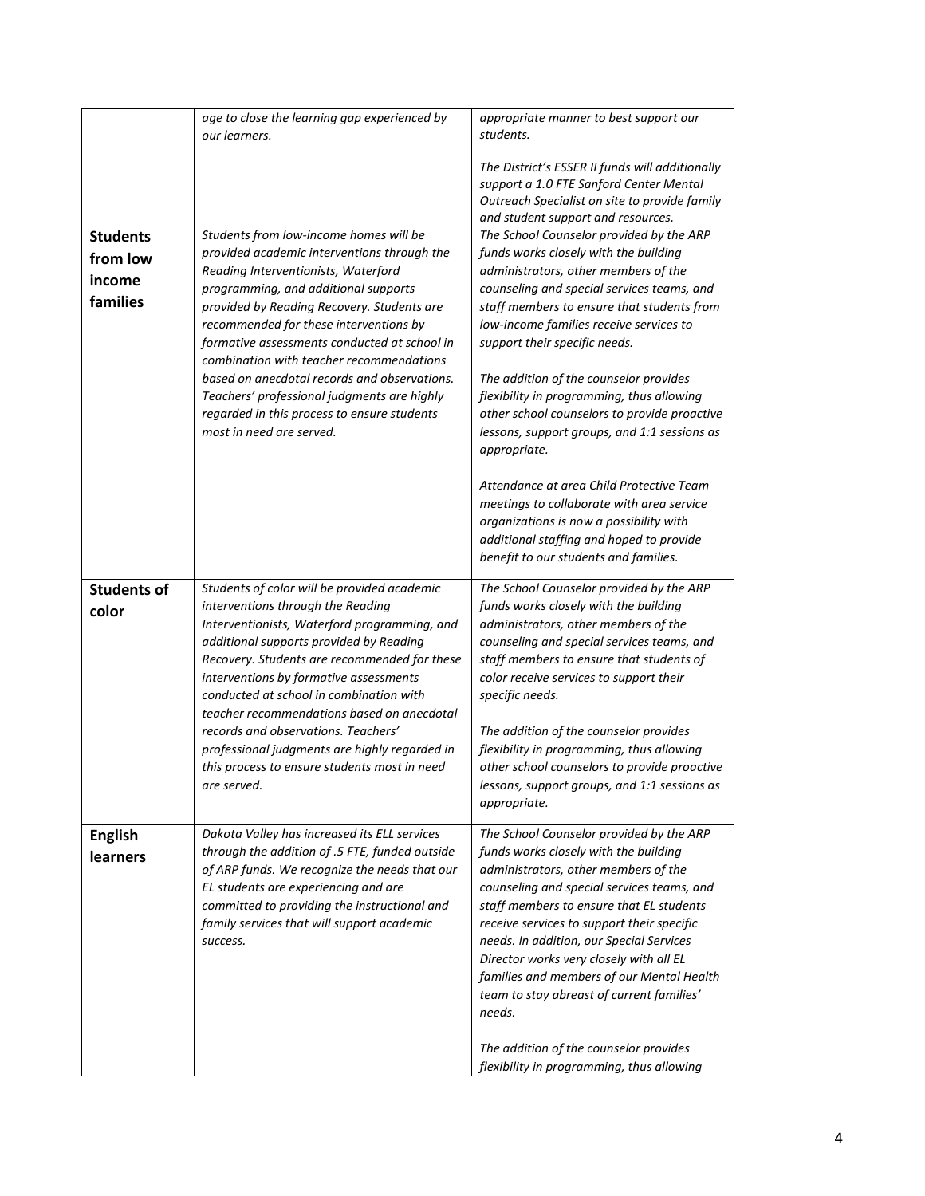| | | |
|---|---|---|
| | *age to close the learning gap experienced by our learners.* | *appropriate manner to best support our students.*<br><br>*The District's ESSER II funds will additionally support a 1.0 FTE Sanford Center Mental Outreach Specialist on site to provide family and student support and resources.* |
| **Students from low income families** | *Students from low-income homes will be provided academic interventions through the Reading Interventionists, Waterford programming, and additional supports provided by Reading Recovery. Students are recommended for these interventions by formative assessments conducted at school in combination with teacher recommendations based on anecdotal records and observations. Teachers' professional judgments are highly regarded in this process to ensure students most in need are served.* | *The School Counselor provided by the ARP funds works closely with the building administrators, other members of the counseling and special services teams, and staff members to ensure that students from low-income families receive services to support their specific needs.*<br><br>*The addition of the counselor provides flexibility in programming, thus allowing other school counselors to provide proactive lessons, support groups, and 1:1 sessions as appropriate.*<br><br>*Attendance at area Child Protective Team meetings to collaborate with area service organizations is now a possibility with additional staffing and hoped to provide benefit to our students and families.* |
| **Students of color** | *Students of color will be provided academic interventions through the Reading Interventionists, Waterford programming, and additional supports provided by Reading Recovery. Students are recommended for these interventions by formative assessments conducted at school in combination with teacher recommendations based on anecdotal records and observations. Teachers' professional judgments are highly regarded in this process to ensure students most in need are served.* | *The School Counselor provided by the ARP funds works closely with the building administrators, other members of the counseling and special services teams, and staff members to ensure that students of color receive services to support their specific needs.*<br><br>*The addition of the counselor provides flexibility in programming, thus allowing other school counselors to provide proactive lessons, support groups, and 1:1 sessions as appropriate.* |
| **English learners** | *Dakota Valley has increased its ELL services through the addition of .5 FTE, funded outside of ARP funds. We recognize the needs that our EL students are experiencing and are committed to providing the instructional and family services that will support academic success.* | *The School Counselor provided by the ARP funds works closely with the building administrators, other members of the counseling and special services teams, and staff members to ensure that EL students receive services to support their specific needs. In addition, our Special Services Director works very closely with all EL families and members of our Mental Health team to stay abreast of current families' needs.*<br><br>*The addition of the counselor provides flexibility in programming, thus allowing* |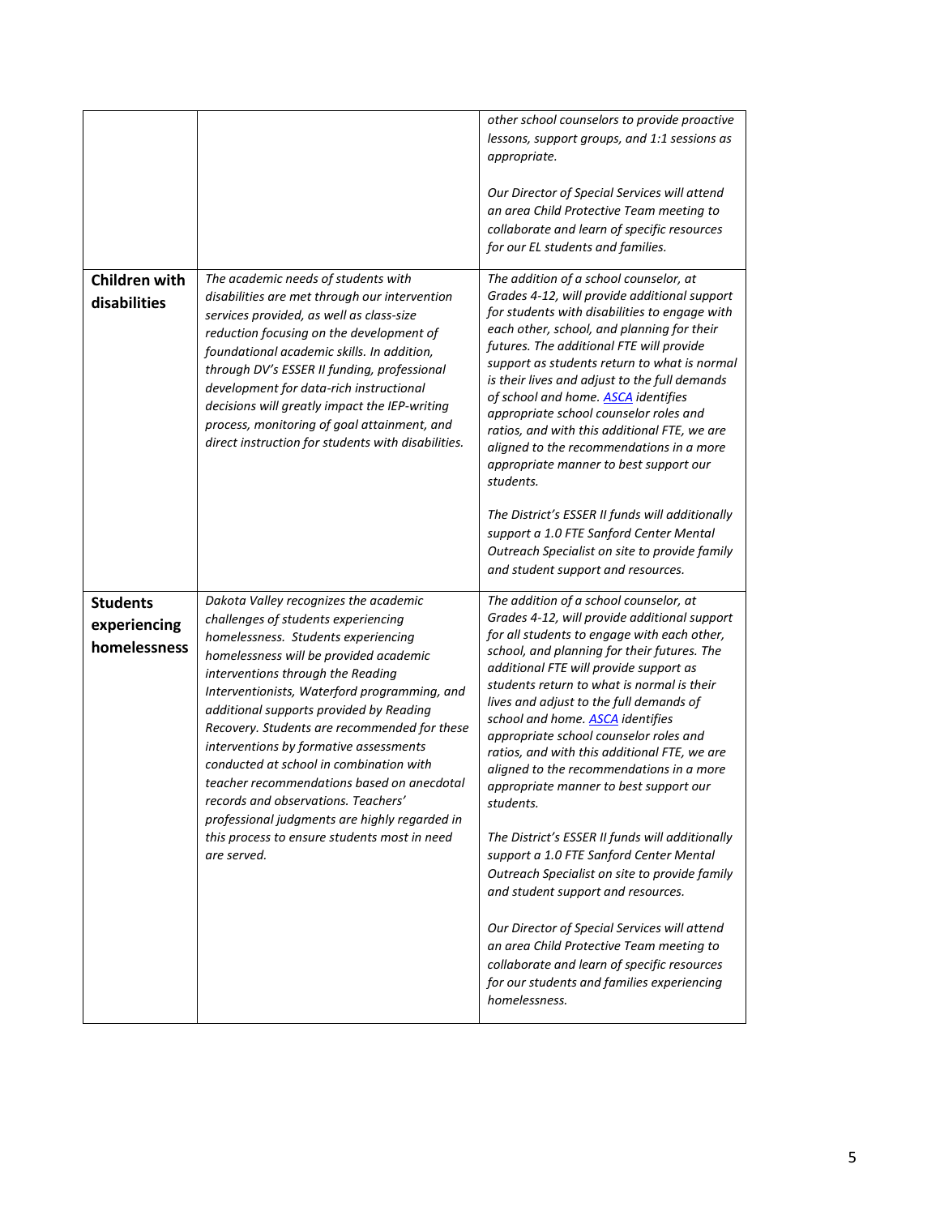| | | |
|---|---|---|
| | | *other school counselors to provide proactive lessons, support groups, and 1:1 sessions as appropriate.*<br><br>*Our Director of Special Services will attend an area Child Protective Team meeting to collaborate and learn of specific resources for our EL students and families.* |
| **Children with disabilities** | *The academic needs of students with disabilities are met through our intervention services provided, as well as class-size reduction focusing on the development of foundational academic skills. In addition, through DV's ESSER II funding, professional development for data-rich instructional decisions will greatly impact the IEP-writing process, monitoring of goal attainment, and direct instruction for students with disabilities.* | *The addition of a school counselor, at Grades 4-12, will provide additional support for students with disabilities to engage with each other, school, and planning for their futures. The additional FTE will provide support as students return to what is normal is their lives and adjust to the full demands of school and home. [ASCA] identifies appropriate school counselor roles and ratios, and with this additional FTE, we are aligned to the recommendations in a more appropriate manner to best support our students.*<br><br>*The District's ESSER II funds will additionally support a 1.0 FTE Sanford Center Mental Outreach Specialist on site to provide family and student support and resources.* |
| **Students experiencing homelessness** | *Dakota Valley recognizes the academic challenges of students experiencing homelessness. Students experiencing homelessness will be provided academic interventions through the Reading Interventionists, Waterford programming, and additional supports provided by Reading Recovery. Students are recommended for these interventions by formative assessments conducted at school in combination with teacher recommendations based on anecdotal records and observations. Teachers' professional judgments are highly regarded in this process to ensure students most in need are served.* | *The addition of a school counselor, at Grades 4-12, will provide additional support for all students to engage with each other, school, and planning for their futures. The additional FTE will provide support as students return to what is normal is their lives and adjust to the full demands of school and home. [ASCA] identifies appropriate school counselor roles and ratios, and with this additional FTE, we are aligned to the recommendations in a more appropriate manner to best support our students.*<br><br>*The District's ESSER II funds will additionally support a 1.0 FTE Sanford Center Mental Outreach Specialist on site to provide family and student support and resources.*<br><br>*Our Director of Special Services will attend an area Child Protective Team meeting to collaborate and learn of specific resources for our students and families experiencing homelessness.* |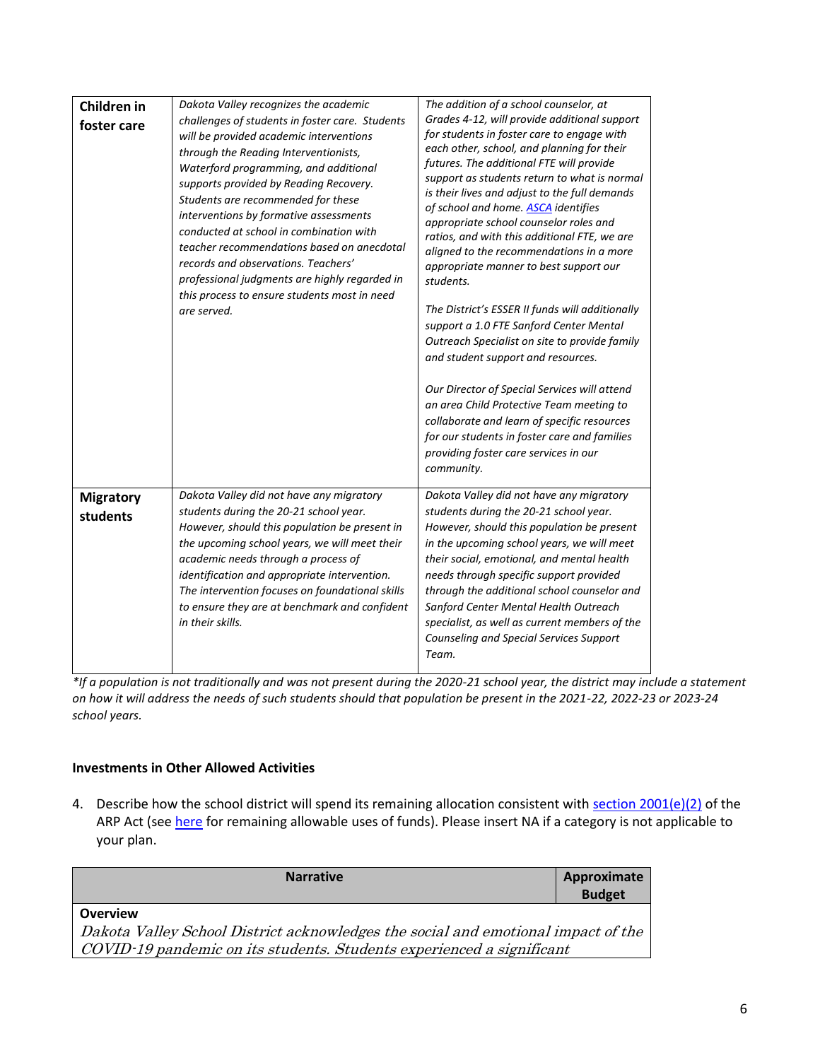| | | |
|---|---|---|
| **Children in foster care** | *Dakota Valley recognizes the academic challenges of students in foster care. Students will be provided academic interventions through the Reading Interventionists, Waterford programming, and additional supports provided by Reading Recovery. Students are recommended for these interventions by formative assessments conducted at school in combination with teacher recommendations based on anecdotal records and observations. Teachers' professional judgments are highly regarded in this process to ensure students most in need are served.* | *The addition of a school counselor, at Grades 4-12, will provide additional support for students in foster care to engage with each other, school, and planning for their futures. The additional FTE will provide support as students return to what is normal is their lives and adjust to the full demands of school and home. [ASCA](ASCA) identifies appropriate school counselor roles and ratios, and with this additional FTE, we are aligned to the recommendations in a more appropriate manner to best support our students.*<br><br>*The District's ESSER II funds will additionally support a 1.0 FTE Sanford Center Mental Outreach Specialist on site to provide family and student support and resources.*<br><br>*Our Director of Special Services will attend an area Child Protective Team meeting to collaborate and learn of specific resources for our students in foster care and families providing foster care services in our community.* |
| **Migratory students** | *Dakota Valley did not have any migratory students during the 20-21 school year. However, should this population be present in the upcoming school years, we will meet their academic needs through a process of identification and appropriate intervention. The intervention focuses on foundational skills to ensure they are at benchmark and confident in their skills.* | *Dakota Valley did not have any migratory students during the 20-21 school year. However, should this population be present in the upcoming school years, we will meet their social, emotional, and mental health needs through specific support provided through the additional school counselor and Sanford Center Mental Health Outreach specialist, as well as current members of the Counseling and Special Services Support Team.* |

*\*If a population is not traditionally and was not present during the 2020-21 school year, the district may include a statement on how it will address the needs of such students should that population be present in the 2021-22, 2022-23 or 2023-24 school years.*

### Investments in Other Allowed Activities

4. Describe how the school district will spend its remaining allocation consistent with [section 2001(e)(2)](section 2001(e)(2)) of the ARP Act (see [here](here) for remaining allowable uses of funds). Please insert NA if a category is not applicable to your plan.

| Narrative | Approximate Budget |
|---|---|
| **Overview**<br>*Dakota Valley School District acknowledges the social and emotional impact of the COVID-19 pandemic on its students. Students experienced a significant* | |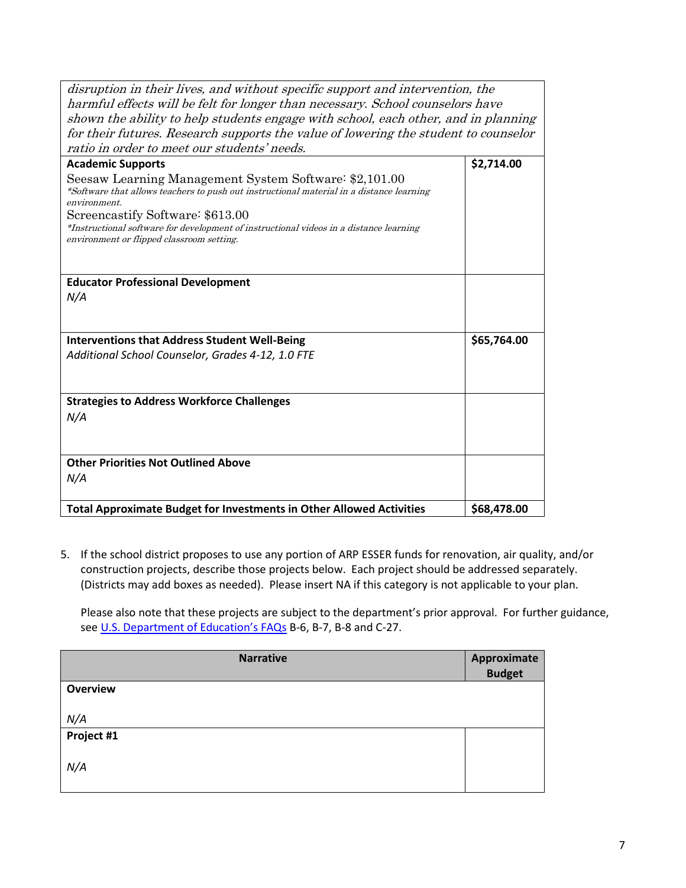| | |
|---|---|
| *disruption in their lives, and without specific support and intervention, the harmful effects will be felt for longer than necessary. School counselors have shown the ability to help students engage with school, each other, and in planning for their futures. Research supports the value of lowering the student to counselor ratio in order to meet our students' needs.* | |
| **Academic Supports**<br>Seesaw Learning Management System Software: $2,101.00<br>*\*Software that allows teachers to push out instructional material in a distance learning environment.*<br>Screencastify Software: $613.00<br>*\*Instructional software for development of instructional videos in a distance learning environment or flipped classroom setting.* | **$2,714.00** |
| **Educator Professional Development**<br>*N/A* | |
| **Interventions that Address Student Well-Being**<br>*Additional School Counselor, Grades 4-12, 1.0 FTE* | **$65,764.00** |
| **Strategies to Address Workforce Challenges**<br>*N/A* | |
| **Other Priorities Not Outlined Above**<br>*N/A* | |
| **Total Approximate Budget for Investments in Other Allowed Activities** | **$68,478.00** |

5. If the school district proposes to use any portion of ARP ESSER funds for renovation, air quality, and/or construction projects, describe those projects below. Each project should be addressed separately. (Districts may add boxes as needed). Please insert NA if this category is not applicable to your plan.

   Please also note that these projects are subject to the department's prior approval. For further guidance, see U.S. Department of Education's FAQs B-6, B-7, B-8 and C-27.

| Narrative | Approximate Budget |
|---|---|
| **Overview**<br>*N/A* | |
| **Project #1**<br>*N/A* | |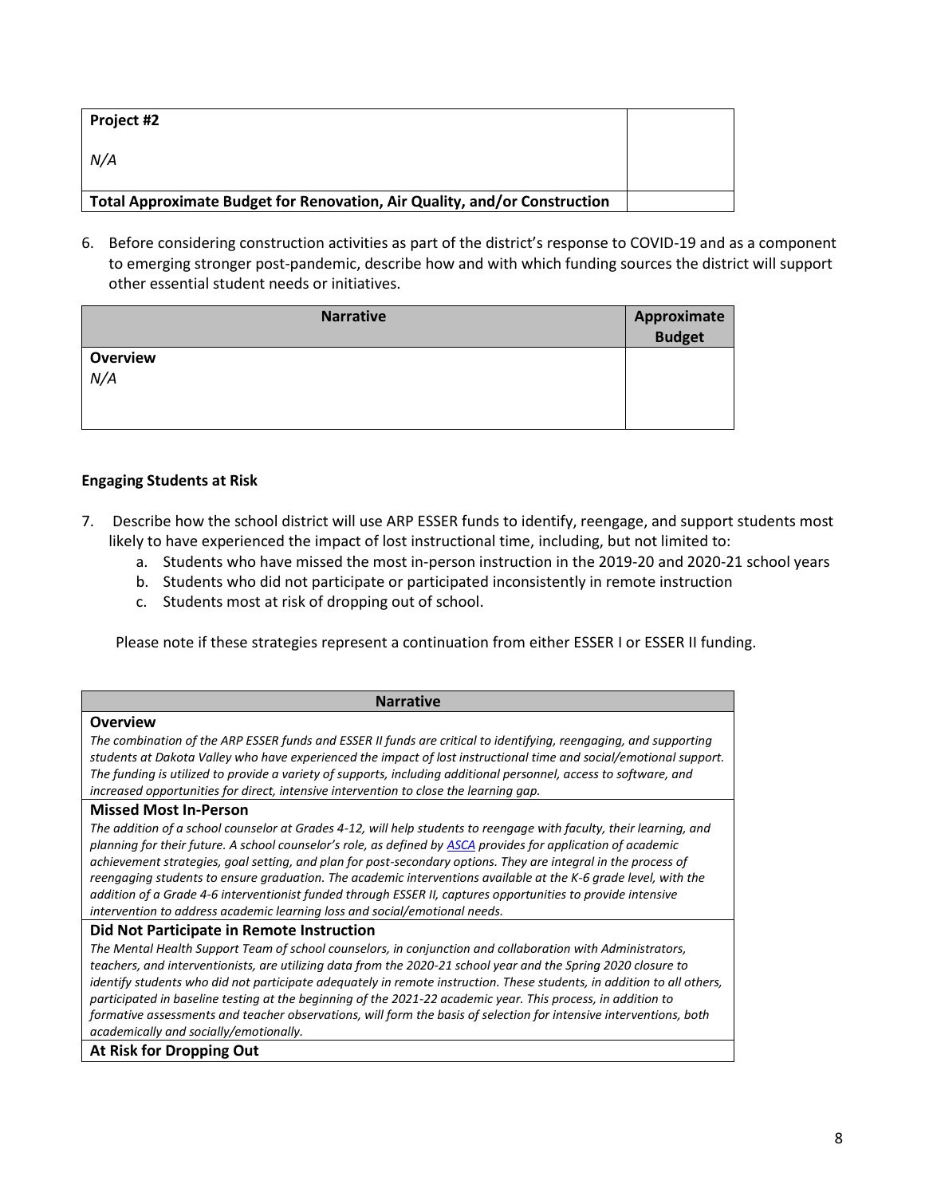| Project #2<br><br>*N/A* | |
|---|---|
| **Total Approximate Budget for Renovation, Air Quality, and/or Construction** | |

6. Before considering construction activities as part of the district's response to COVID-19 and as a component to emerging stronger post-pandemic, describe how and with which funding sources the district will support other essential student needs or initiatives.

| Narrative | Approximate Budget |
|---|---|
| **Overview**<br>*N/A* | |

**Engaging Students at Risk**

7. Describe how the school district will use ARP ESSER funds to identify, reengage, and support students most likely to have experienced the impact of lost instructional time, including, but not limited to:
   a. Students who have missed the most in-person instruction in the 2019-20 and 2020-21 school years
   b. Students who did not participate or participated inconsistently in remote instruction
   c. Students most at risk of dropping out of school.

   Please note if these strategies represent a continuation from either ESSER I or ESSER II funding.

| Narrative |
|---|
| **Overview**<br>*The combination of the ARP ESSER funds and ESSER II funds are critical to identifying, reengaging, and supporting students at Dakota Valley who have experienced the impact of lost instructional time and social/emotional support. The funding is utilized to provide a variety of supports, including additional personnel, access to software, and increased opportunities for direct, intensive intervention to close the learning gap.* |
| **Missed Most In-Person**<br>*The addition of a school counselor at Grades 4-12, will help students to reengage with faculty, their learning, and planning for their future. A school counselor's role, as defined by [ASCA] provides for application of academic achievement strategies, goal setting, and plan for post-secondary options. They are integral in the process of reengaging students to ensure graduation. The academic interventions available at the K-6 grade level, with the addition of a Grade 4-6 interventionist funded through ESSER II, captures opportunities to provide intensive intervention to address academic learning loss and social/emotional needs.* |
| **Did Not Participate in Remote Instruction**<br>*The Mental Health Support Team of school counselors, in conjunction and collaboration with Administrators, teachers, and interventionists, are utilizing data from the 2020-21 school year and the Spring 2020 closure to identify students who did not participate adequately in remote instruction. These students, in addition to all others, participated in baseline testing at the beginning of the 2021-22 academic year. This process, in addition to formative assessments and teacher observations, will form the basis of selection for intensive interventions, both academically and socially/emotionally.* |
| **At Risk for Dropping Out** |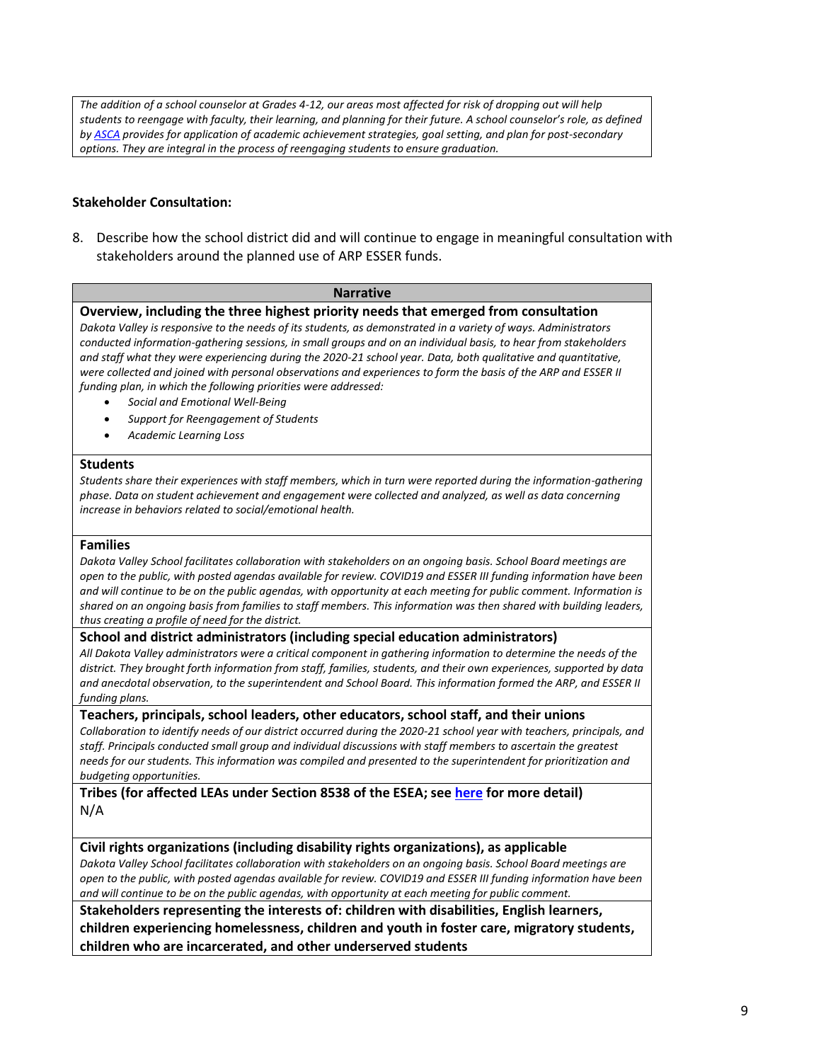*The addition of a school counselor at Grades 4-12, our areas most affected for risk of dropping out will help students to reengage with faculty, their learning, and planning for their future. A school counselor's role, as defined by [ASCA](#) provides for application of academic achievement strategies, goal setting, and plan for post-secondary options. They are integral in the process of reengaging students to ensure graduation.*

### Stakeholder Consultation:

8. Describe how the school district did and will continue to engage in meaningful consultation with stakeholders around the planned use of ARP ESSER funds.

| Narrative |
| --- |
| **Overview, including the three highest priority needs that emerged from consultation**<br>*Dakota Valley is responsive to the needs of its students, as demonstrated in a variety of ways. Administrators conducted information-gathering sessions, in small groups and on an individual basis, to hear from stakeholders and staff what they were experiencing during the 2020-21 school year. Data, both qualitative and quantitative, were collected and joined with personal observations and experiences to form the basis of the ARP and ESSER II funding plan, in which the following priorities were addressed:*<br>• *Social and Emotional Well-Being*<br>• *Support for Reengagement of Students*<br>• *Academic Learning Loss* |
| **Students**<br>*Students share their experiences with staff members, which in turn were reported during the information-gathering phase. Data on student achievement and engagement were collected and analyzed, as well as data concerning increase in behaviors related to social/emotional health.* |
| **Families**<br>*Dakota Valley School facilitates collaboration with stakeholders on an ongoing basis. School Board meetings are open to the public, with posted agendas available for review. COVID19 and ESSER III funding information have been and will continue to be on the public agendas, with opportunity at each meeting for public comment. Information is shared on an ongoing basis from families to staff members. This information was then shared with building leaders, thus creating a profile of need for the district.* |
| **School and district administrators (including special education administrators)**<br>*All Dakota Valley administrators were a critical component in gathering information to determine the needs of the district. They brought forth information from staff, families, students, and their own experiences, supported by data and anecdotal observation, to the superintendent and School Board. This information formed the ARP, and ESSER II funding plans.* |
| **Teachers, principals, school leaders, other educators, school staff, and their unions**<br>*Collaboration to identify needs of our district occurred during the 2020-21 school year with teachers, principals, and staff. Principals conducted small group and individual discussions with staff members to ascertain the greatest needs for our students. This information was compiled and presented to the superintendent for prioritization and budgeting opportunities.* |
| **Tribes (for affected LEAs under Section 8538 of the ESEA; see [here](#) for more detail)**<br>N/A |
| **Civil rights organizations (including disability rights organizations), as applicable**<br>*Dakota Valley School facilitates collaboration with stakeholders on an ongoing basis. School Board meetings are open to the public, with posted agendas available for review. COVID19 and ESSER III funding information have been and will continue to be on the public agendas, with opportunity at each meeting for public comment.* |
| **Stakeholders representing the interests of: children with disabilities, English learners, children experiencing homelessness, children and youth in foster care, migratory students, children who are incarcerated, and other underserved students** |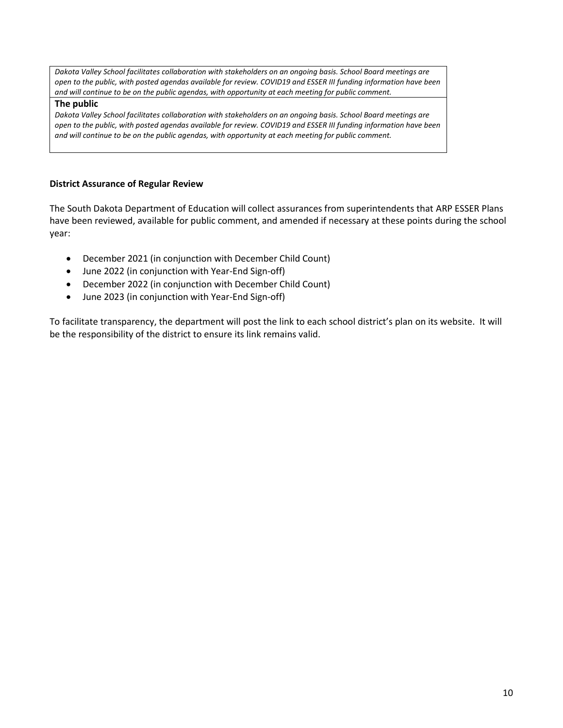*Dakota Valley School facilitates collaboration with stakeholders on an ongoing basis. School Board meetings are open to the public, with posted agendas available for review. COVID19 and ESSER III funding information have been and will continue to be on the public agendas, with opportunity at each meeting for public comment.*

**The public**

*Dakota Valley School facilitates collaboration with stakeholders on an ongoing basis. School Board meetings are open to the public, with posted agendas available for review. COVID19 and ESSER III funding information have been and will continue to be on the public agendas, with opportunity at each meeting for public comment.*

**District Assurance of Regular Review**

The South Dakota Department of Education will collect assurances from superintendents that ARP ESSER Plans have been reviewed, available for public comment, and amended if necessary at these points during the school year:

- December 2021 (in conjunction with December Child Count)
- June 2022 (in conjunction with Year-End Sign-off)
- December 2022 (in conjunction with December Child Count)
- June 2023 (in conjunction with Year-End Sign-off)

To facilitate transparency, the department will post the link to each school district's plan on its website. It will be the responsibility of the district to ensure its link remains valid.